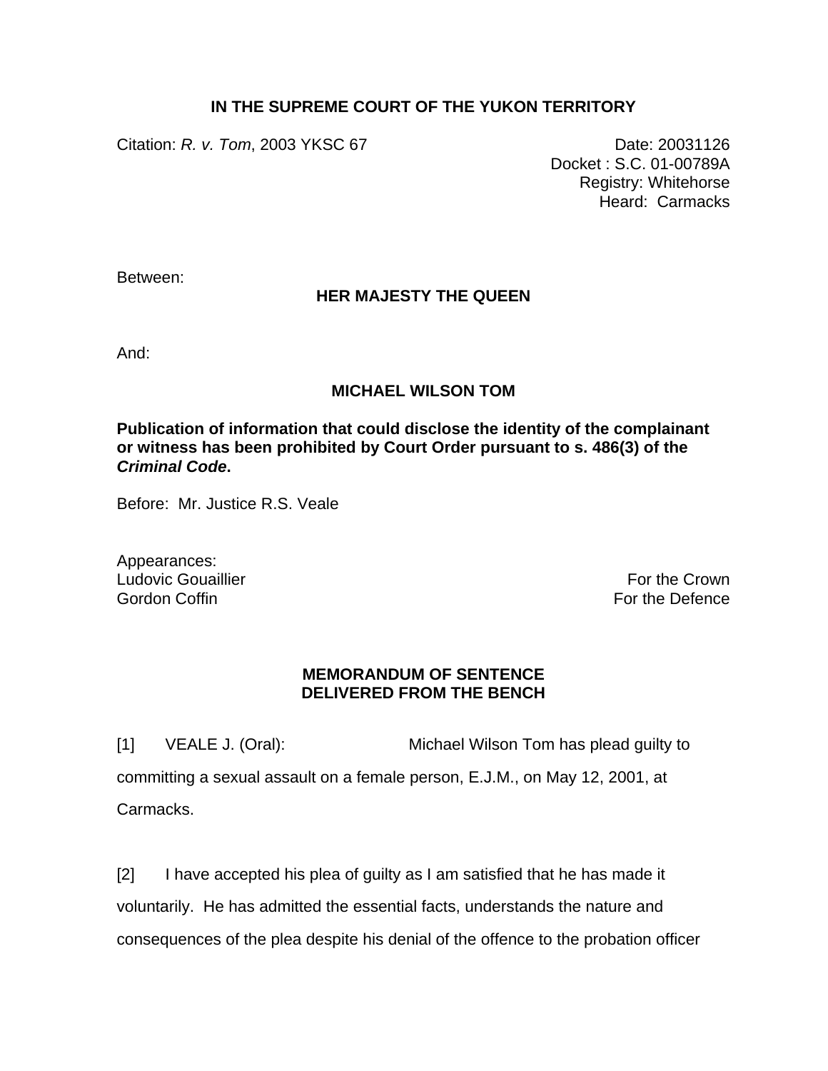# IN THE SUPREME COURT OF THE YUKON TERRITORY

Citation: *R. v. Tom*, 2003 YKSC 67

Date: 20031126
Docket : S.C. 01-00789A
Registry: Whitehorse
Heard: Carmacks

Between:

**HER MAJESTY THE QUEEN**

And:

**MICHAEL WILSON TOM**

**Publication of information that could disclose the identity of the complainant or witness has been prohibited by Court Order pursuant to s. 486(3) of the *Criminal Code*.**

Before: Mr. Justice R.S. Veale

Appearances:

| | |
|---|---|
| Ludovic Gouaillier | For the Crown |
| Gordon Coffin | For the Defence |

## MEMORANDUM OF SENTENCE DELIVERED FROM THE BENCH

[1] VEALE J. (Oral): Michael Wilson Tom has plead guilty to committing a sexual assault on a female person, E.J.M., on May 12, 2001, at Carmacks.

[2] I have accepted his plea of guilty as I am satisfied that he has made it voluntarily. He has admitted the essential facts, understands the nature and consequences of the plea despite his denial of the offence to the probation officer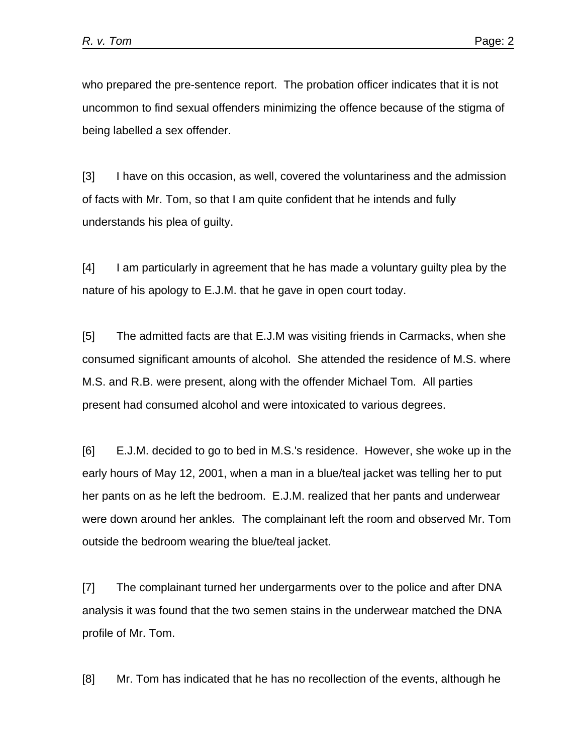who prepared the pre-sentence report. The probation officer indicates that it is not uncommon to find sexual offenders minimizing the offence because of the stigma of being labelled a sex offender.

[3] I have on this occasion, as well, covered the voluntariness and the admission of facts with Mr. Tom, so that I am quite confident that he intends and fully understands his plea of guilty.

[4] I am particularly in agreement that he has made a voluntary guilty plea by the nature of his apology to E.J.M. that he gave in open court today.

[5] The admitted facts are that E.J.M was visiting friends in Carmacks, when she consumed significant amounts of alcohol. She attended the residence of M.S. where M.S. and R.B. were present, along with the offender Michael Tom. All parties present had consumed alcohol and were intoxicated to various degrees.

[6] E.J.M. decided to go to bed in M.S.'s residence. However, she woke up in the early hours of May 12, 2001, when a man in a blue/teal jacket was telling her to put her pants on as he left the bedroom. E.J.M. realized that her pants and underwear were down around her ankles. The complainant left the room and observed Mr. Tom outside the bedroom wearing the blue/teal jacket.

[7] The complainant turned her undergarments over to the police and after DNA analysis it was found that the two semen stains in the underwear matched the DNA profile of Mr. Tom.

[8] Mr. Tom has indicated that he has no recollection of the events, although he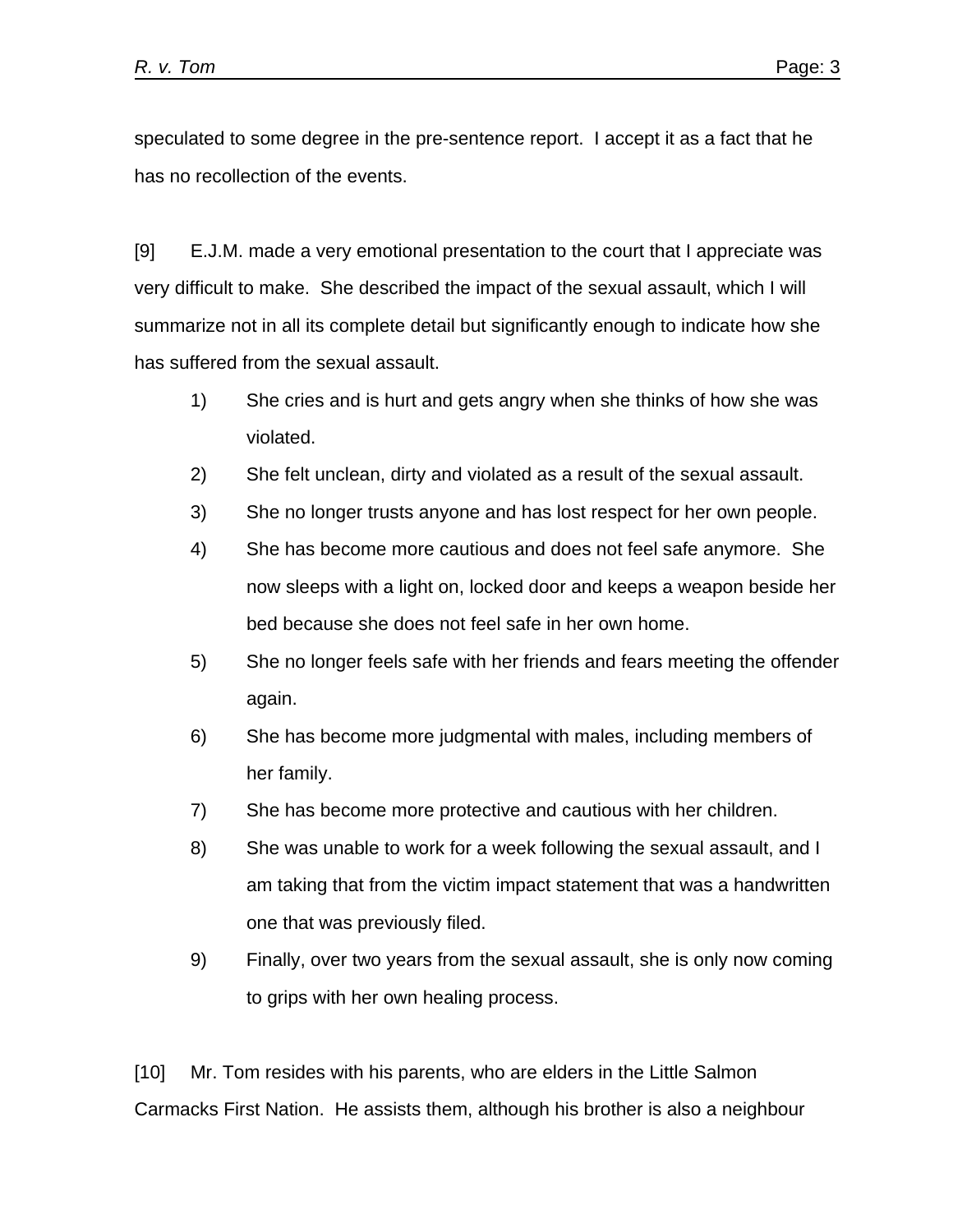speculated to some degree in the pre-sentence report. I accept it as a fact that he has no recollection of the events.

[9] E.J.M. made a very emotional presentation to the court that I appreciate was very difficult to make. She described the impact of the sexual assault, which I will summarize not in all its complete detail but significantly enough to indicate how she has suffered from the sexual assault.

1) She cries and is hurt and gets angry when she thinks of how she was violated.
2) She felt unclean, dirty and violated as a result of the sexual assault.
3) She no longer trusts anyone and has lost respect for her own people.
4) She has become more cautious and does not feel safe anymore. She now sleeps with a light on, locked door and keeps a weapon beside her bed because she does not feel safe in her own home.
5) She no longer feels safe with her friends and fears meeting the offender again.
6) She has become more judgmental with males, including members of her family.
7) She has become more protective and cautious with her children.
8) She was unable to work for a week following the sexual assault, and I am taking that from the victim impact statement that was a handwritten one that was previously filed.
9) Finally, over two years from the sexual assault, she is only now coming to grips with her own healing process.

[10] Mr. Tom resides with his parents, who are elders in the Little Salmon Carmacks First Nation. He assists them, although his brother is also a neighbour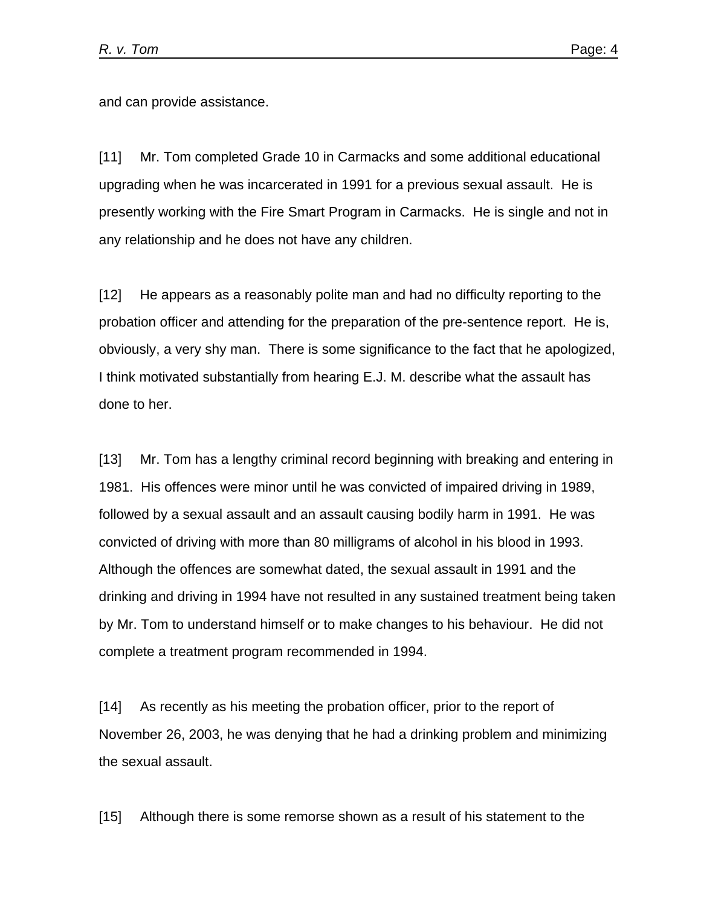and can provide assistance.

[11] Mr. Tom completed Grade 10 in Carmacks and some additional educational upgrading when he was incarcerated in 1991 for a previous sexual assault. He is presently working with the Fire Smart Program in Carmacks. He is single and not in any relationship and he does not have any children.

[12] He appears as a reasonably polite man and had no difficulty reporting to the probation officer and attending for the preparation of the pre-sentence report. He is, obviously, a very shy man. There is some significance to the fact that he apologized, I think motivated substantially from hearing E.J. M. describe what the assault has done to her.

[13] Mr. Tom has a lengthy criminal record beginning with breaking and entering in 1981. His offences were minor until he was convicted of impaired driving in 1989, followed by a sexual assault and an assault causing bodily harm in 1991. He was convicted of driving with more than 80 milligrams of alcohol in his blood in 1993. Although the offences are somewhat dated, the sexual assault in 1991 and the drinking and driving in 1994 have not resulted in any sustained treatment being taken by Mr. Tom to understand himself or to make changes to his behaviour. He did not complete a treatment program recommended in 1994.

[14] As recently as his meeting the probation officer, prior to the report of November 26, 2003, he was denying that he had a drinking problem and minimizing the sexual assault.

[15] Although there is some remorse shown as a result of his statement to the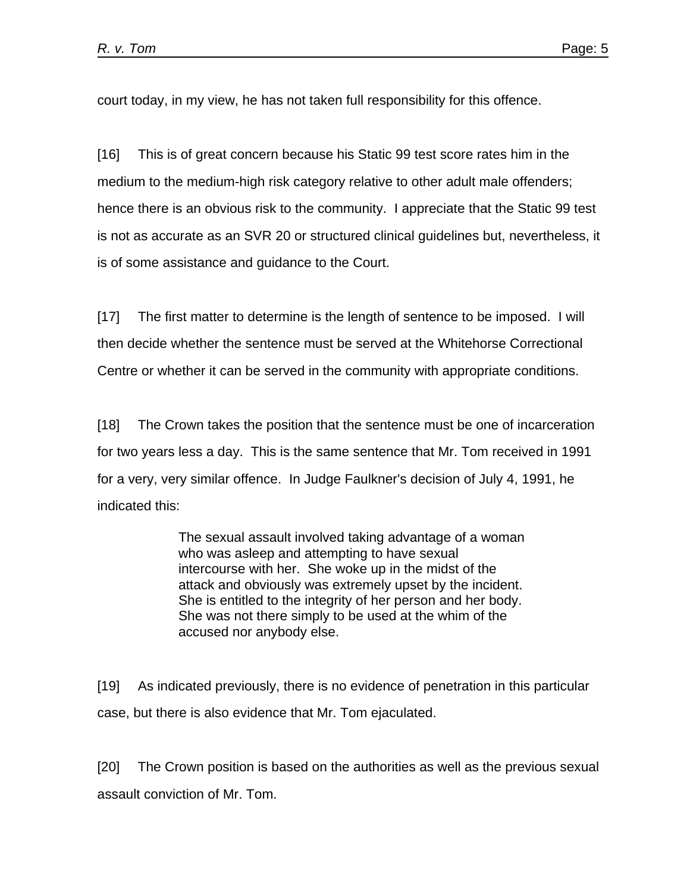court today, in my view, he has not taken full responsibility for this offence.

[16] This is of great concern because his Static 99 test score rates him in the medium to the medium-high risk category relative to other adult male offenders; hence there is an obvious risk to the community. I appreciate that the Static 99 test is not as accurate as an SVR 20 or structured clinical guidelines but, nevertheless, it is of some assistance and guidance to the Court.

[17] The first matter to determine is the length of sentence to be imposed. I will then decide whether the sentence must be served at the Whitehorse Correctional Centre or whether it can be served in the community with appropriate conditions.

[18] The Crown takes the position that the sentence must be one of incarceration for two years less a day. This is the same sentence that Mr. Tom received in 1991 for a very, very similar offence. In Judge Faulkner's decision of July 4, 1991, he indicated this:

> The sexual assault involved taking advantage of a woman who was asleep and attempting to have sexual intercourse with her. She woke up in the midst of the attack and obviously was extremely upset by the incident. She is entitled to the integrity of her person and her body. She was not there simply to be used at the whim of the accused nor anybody else.

[19] As indicated previously, there is no evidence of penetration in this particular case, but there is also evidence that Mr. Tom ejaculated.

[20] The Crown position is based on the authorities as well as the previous sexual assault conviction of Mr. Tom.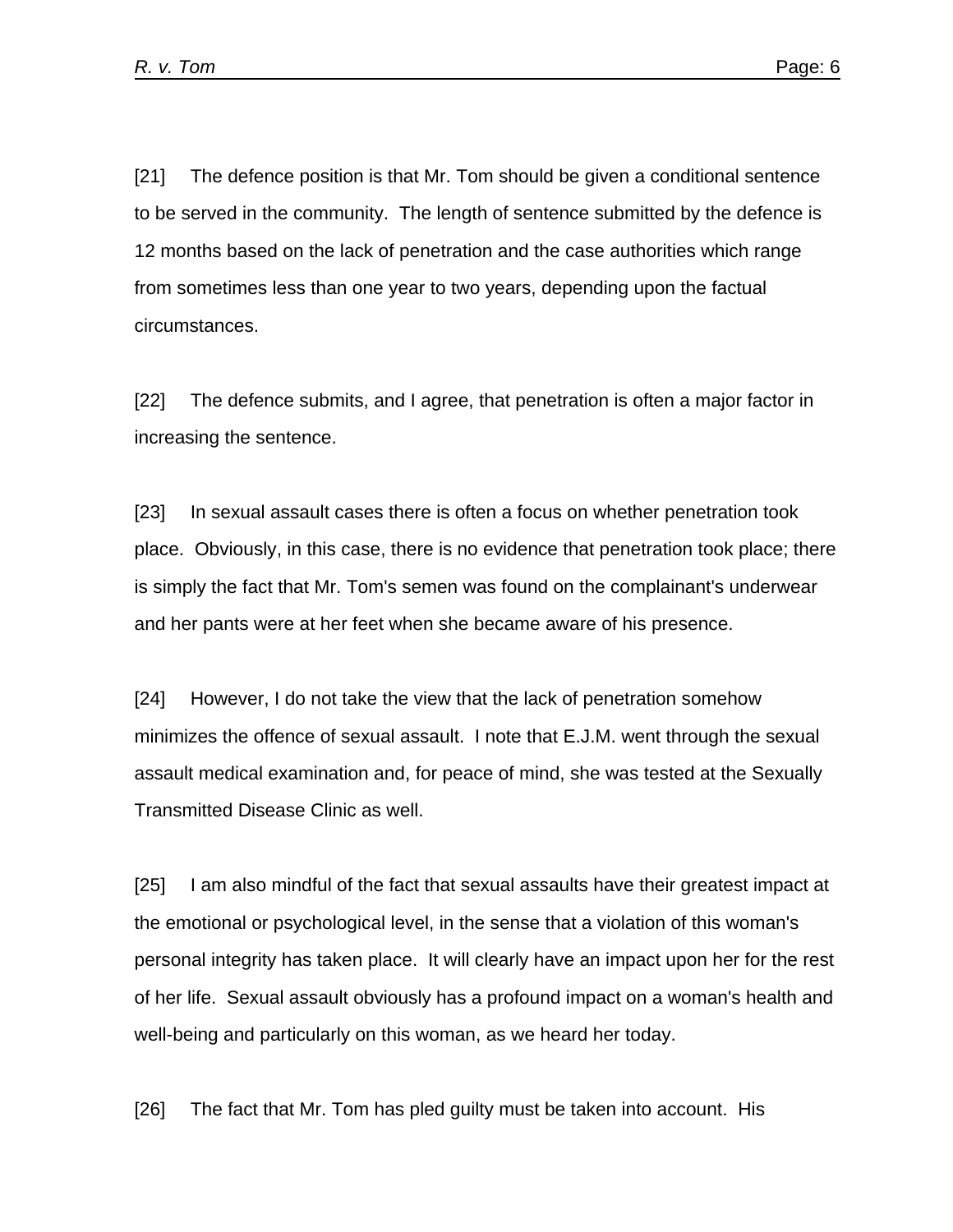[21] The defence position is that Mr. Tom should be given a conditional sentence to be served in the community. The length of sentence submitted by the defence is 12 months based on the lack of penetration and the case authorities which range from sometimes less than one year to two years, depending upon the factual circumstances.

[22] The defence submits, and I agree, that penetration is often a major factor in increasing the sentence.

[23] In sexual assault cases there is often a focus on whether penetration took place. Obviously, in this case, there is no evidence that penetration took place; there is simply the fact that Mr. Tom's semen was found on the complainant's underwear and her pants were at her feet when she became aware of his presence.

[24] However, I do not take the view that the lack of penetration somehow minimizes the offence of sexual assault. I note that E.J.M. went through the sexual assault medical examination and, for peace of mind, she was tested at the Sexually Transmitted Disease Clinic as well.

[25] I am also mindful of the fact that sexual assaults have their greatest impact at the emotional or psychological level, in the sense that a violation of this woman's personal integrity has taken place. It will clearly have an impact upon her for the rest of her life. Sexual assault obviously has a profound impact on a woman's health and well-being and particularly on this woman, as we heard her today.

[26] The fact that Mr. Tom has pled guilty must be taken into account. His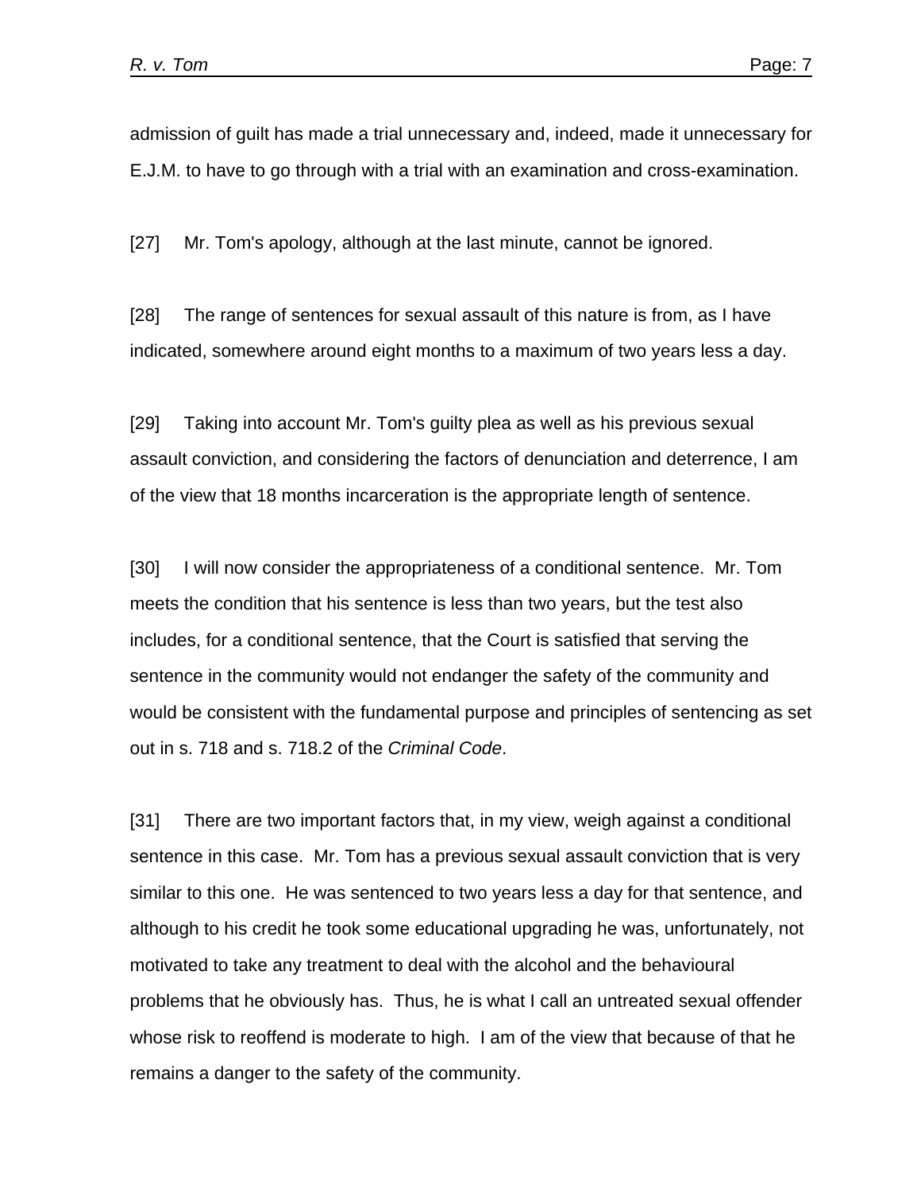admission of guilt has made a trial unnecessary and, indeed, made it unnecessary for E.J.M. to have to go through with a trial with an examination and cross-examination.

[27] Mr. Tom's apology, although at the last minute, cannot be ignored.

[28] The range of sentences for sexual assault of this nature is from, as I have indicated, somewhere around eight months to a maximum of two years less a day.

[29] Taking into account Mr. Tom's guilty plea as well as his previous sexual assault conviction, and considering the factors of denunciation and deterrence, I am of the view that 18 months incarceration is the appropriate length of sentence.

[30] I will now consider the appropriateness of a conditional sentence. Mr. Tom meets the condition that his sentence is less than two years, but the test also includes, for a conditional sentence, that the Court is satisfied that serving the sentence in the community would not endanger the safety of the community and would be consistent with the fundamental purpose and principles of sentencing as set out in s. 718 and s. 718.2 of the *Criminal Code*.

[31] There are two important factors that, in my view, weigh against a conditional sentence in this case. Mr. Tom has a previous sexual assault conviction that is very similar to this one. He was sentenced to two years less a day for that sentence, and although to his credit he took some educational upgrading he was, unfortunately, not motivated to take any treatment to deal with the alcohol and the behavioural problems that he obviously has. Thus, he is what I call an untreated sexual offender whose risk to reoffend is moderate to high. I am of the view that because of that he remains a danger to the safety of the community.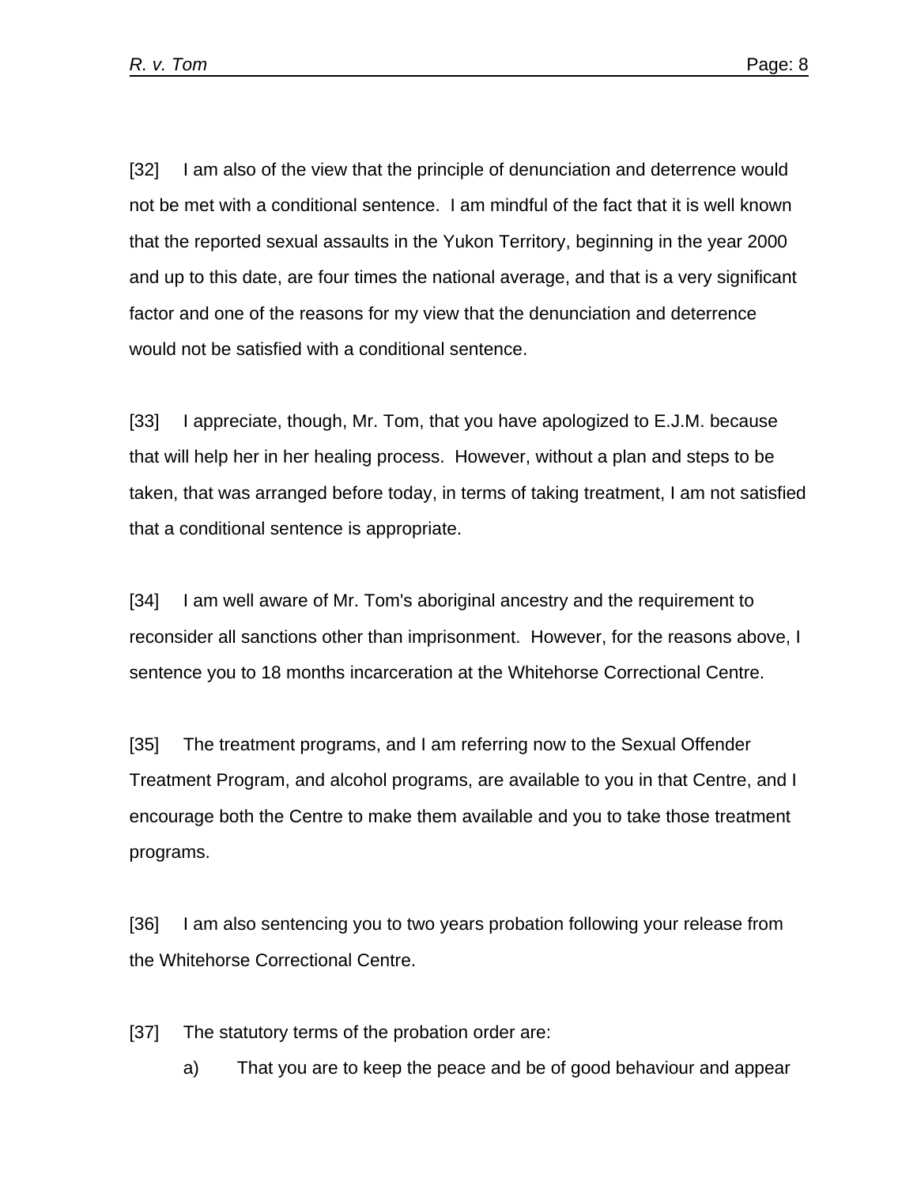[32] I am also of the view that the principle of denunciation and deterrence would not be met with a conditional sentence. I am mindful of the fact that it is well known that the reported sexual assaults in the Yukon Territory, beginning in the year 2000 and up to this date, are four times the national average, and that is a very significant factor and one of the reasons for my view that the denunciation and deterrence would not be satisfied with a conditional sentence.

[33] I appreciate, though, Mr. Tom, that you have apologized to E.J.M. because that will help her in her healing process. However, without a plan and steps to be taken, that was arranged before today, in terms of taking treatment, I am not satisfied that a conditional sentence is appropriate.

[34] I am well aware of Mr. Tom's aboriginal ancestry and the requirement to reconsider all sanctions other than imprisonment. However, for the reasons above, I sentence you to 18 months incarceration at the Whitehorse Correctional Centre.

[35] The treatment programs, and I am referring now to the Sexual Offender Treatment Program, and alcohol programs, are available to you in that Centre, and I encourage both the Centre to make them available and you to take those treatment programs.

[36] I am also sentencing you to two years probation following your release from the Whitehorse Correctional Centre.

[37] The statutory terms of the probation order are:

a) That you are to keep the peace and be of good behaviour and appear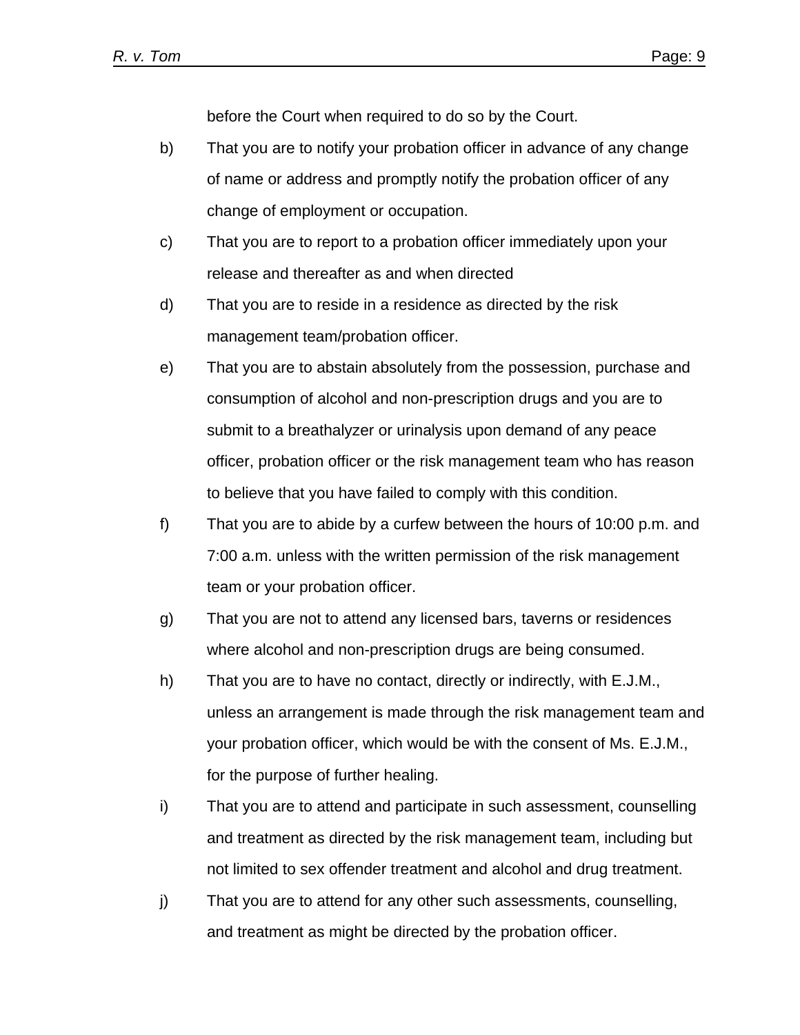before the Court when required to do so by the Court.

b) That you are to notify your probation officer in advance of any change of name or address and promptly notify the probation officer of any change of employment or occupation.

c) That you are to report to a probation officer immediately upon your release and thereafter as and when directed

d) That you are to reside in a residence as directed by the risk management team/probation officer.

e) That you are to abstain absolutely from the possession, purchase and consumption of alcohol and non-prescription drugs and you are to submit to a breathalyzer or urinalysis upon demand of any peace officer, probation officer or the risk management team who has reason to believe that you have failed to comply with this condition.

f) That you are to abide by a curfew between the hours of 10:00 p.m. and 7:00 a.m. unless with the written permission of the risk management team or your probation officer.

g) That you are not to attend any licensed bars, taverns or residences where alcohol and non-prescription drugs are being consumed.

h) That you are to have no contact, directly or indirectly, with E.J.M., unless an arrangement is made through the risk management team and your probation officer, which would be with the consent of Ms. E.J.M., for the purpose of further healing.

i) That you are to attend and participate in such assessment, counselling and treatment as directed by the risk management team, including but not limited to sex offender treatment and alcohol and drug treatment.

j) That you are to attend for any other such assessments, counselling, and treatment as might be directed by the probation officer.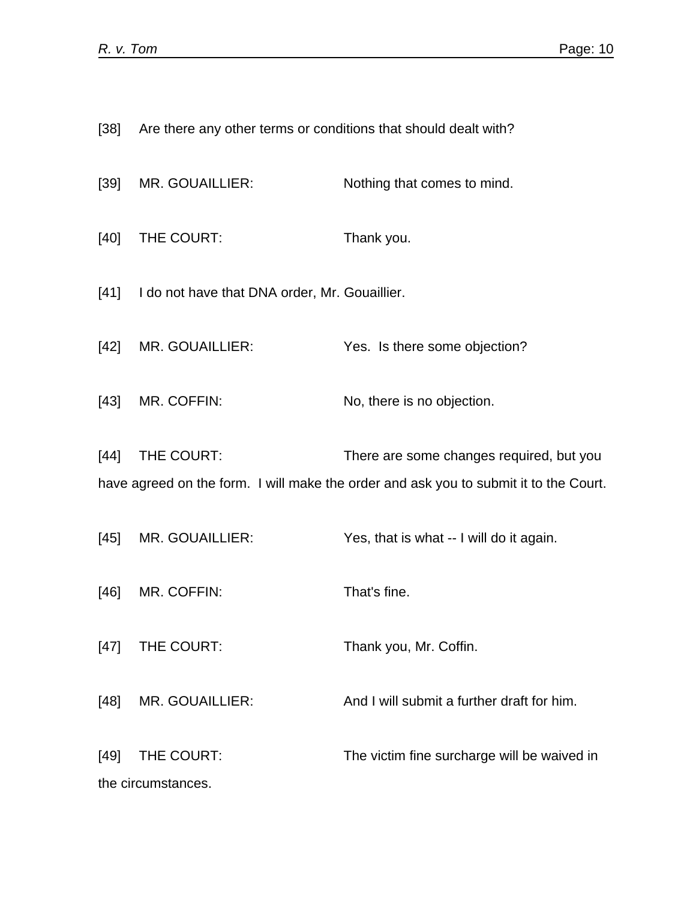[38] Are there any other terms or conditions that should dealt with?

[39] MR. GOUAILLIER: Nothing that comes to mind.

[40] THE COURT: Thank you.

[41] I do not have that DNA order, Mr. Gouaillier.

[42] MR. GOUAILLIER: Yes. Is there some objection?

[43] MR. COFFIN: No, there is no objection.

[44] THE COURT: There are some changes required, but you have agreed on the form. I will make the order and ask you to submit it to the Court.

[45] MR. GOUAILLIER: Yes, that is what -- I will do it again.

[46] MR. COFFIN: That's fine.

[47] THE COURT: Thank you, Mr. Coffin.

[48] MR. GOUAILLIER: And I will submit a further draft for him.

[49] THE COURT: The victim fine surcharge will be waived in the circumstances.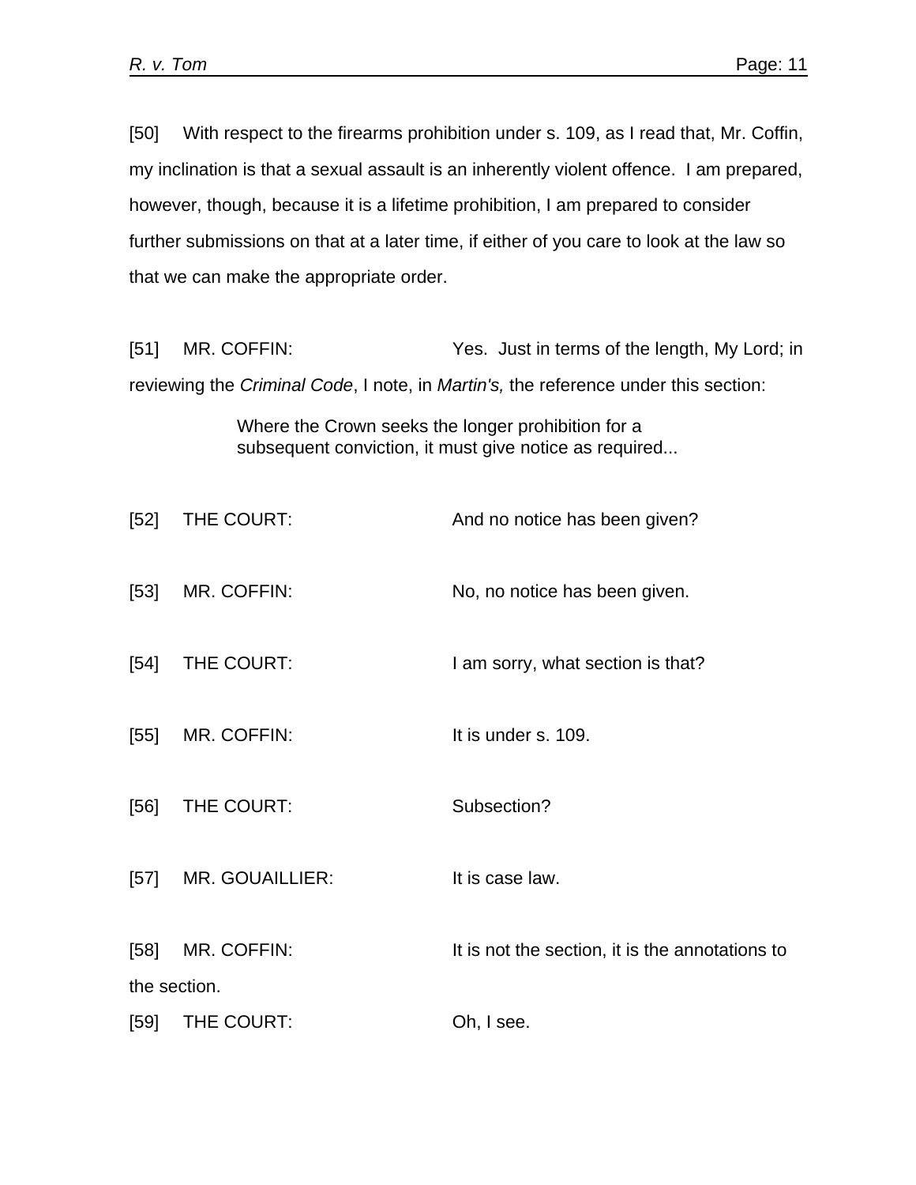[50] With respect to the firearms prohibition under s. 109, as I read that, Mr. Coffin, my inclination is that a sexual assault is an inherently violent offence. I am prepared, however, though, because it is a lifetime prohibition, I am prepared to consider further submissions on that at a later time, if either of you care to look at the law so that we can make the appropriate order.

[51] MR. COFFIN: Yes. Just in terms of the length, My Lord; in reviewing the *Criminal Code*, I note, in *Martin's,* the reference under this section:

> Where the Crown seeks the longer prohibition for a subsequent conviction, it must give notice as required...

[52] THE COURT: And no notice has been given?

[53] MR. COFFIN: No, no notice has been given.

[54] THE COURT: I am sorry, what section is that?

[55] MR. COFFIN: It is under s. 109.

[56] THE COURT: Subsection?

[57] MR. GOUAILLIER: It is case law.

[58] MR. COFFIN: It is not the section, it is the annotations to the section.

[59] THE COURT: Oh, I see.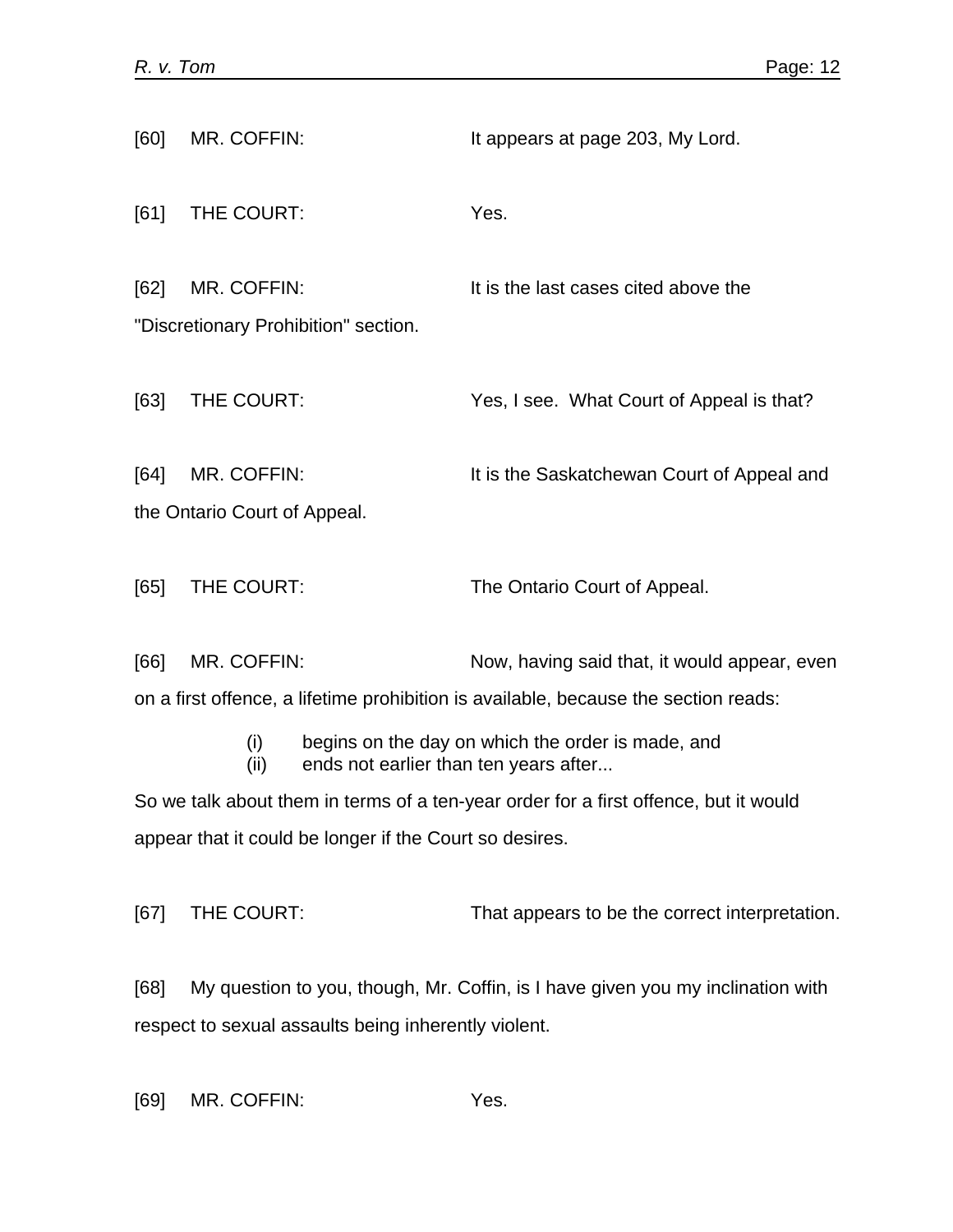[60] MR. COFFIN: It appears at page 203, My Lord.

[61] THE COURT: Yes.

[62] MR. COFFIN: It is the last cases cited above the "Discretionary Prohibition" section.

[63] THE COURT: Yes, I see. What Court of Appeal is that?

[64] MR. COFFIN: It is the Saskatchewan Court of Appeal and the Ontario Court of Appeal.

[65] THE COURT: The Ontario Court of Appeal.

[66] MR. COFFIN: Now, having said that, it would appear, even on a first offence, a lifetime prohibition is available, because the section reads:

> (i) begins on the day on which the order is made, and
> (ii) ends not earlier than ten years after...

So we talk about them in terms of a ten-year order for a first offence, but it would appear that it could be longer if the Court so desires.

[67] THE COURT: That appears to be the correct interpretation.

[68] My question to you, though, Mr. Coffin, is I have given you my inclination with respect to sexual assaults being inherently violent.

[69] MR. COFFIN: Yes.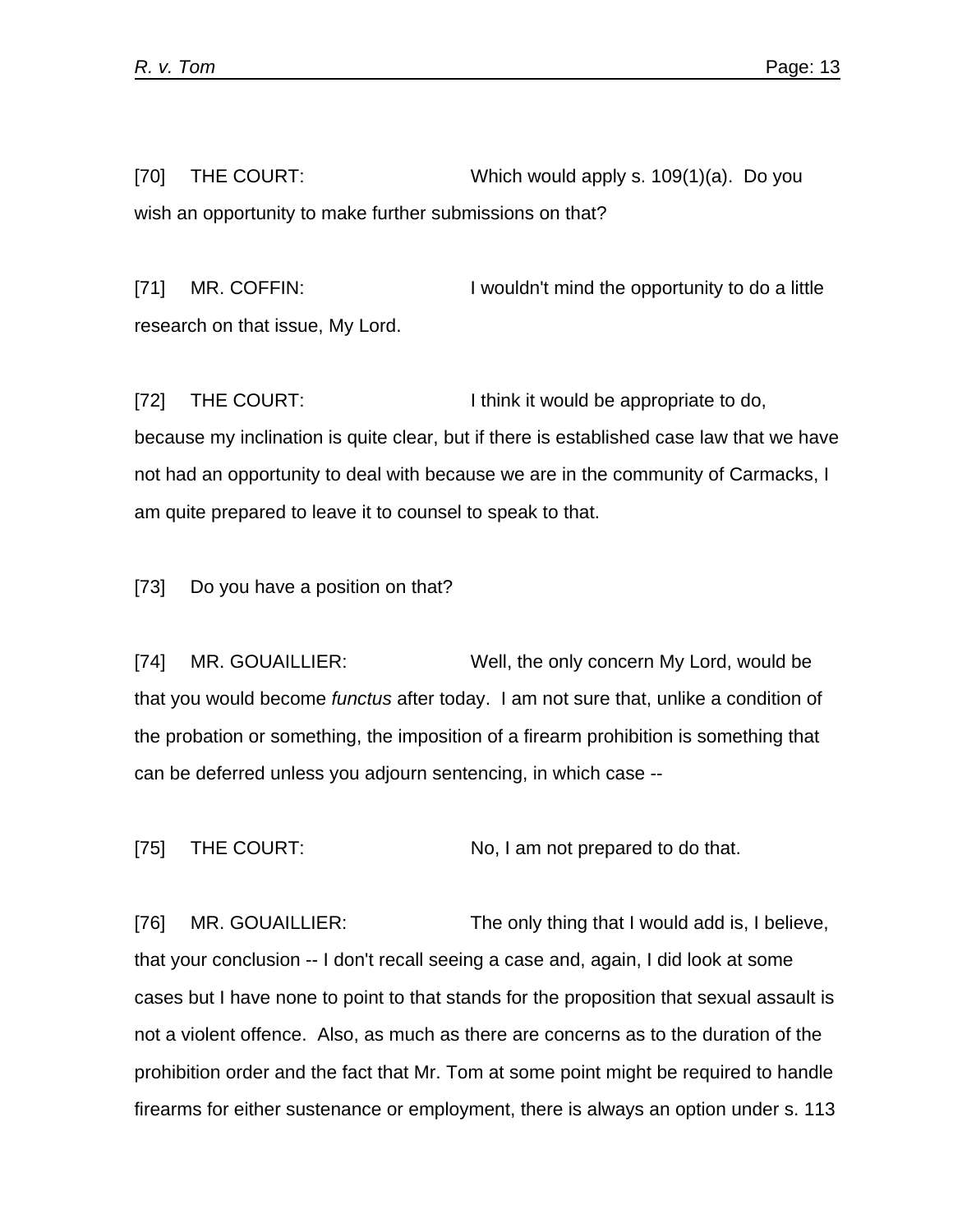[70] THE COURT: Which would apply s. 109(1)(a). Do you wish an opportunity to make further submissions on that?

[71] MR. COFFIN: I wouldn't mind the opportunity to do a little research on that issue, My Lord.

[72] THE COURT: I think it would be appropriate to do, because my inclination is quite clear, but if there is established case law that we have not had an opportunity to deal with because we are in the community of Carmacks, I am quite prepared to leave it to counsel to speak to that.

[73] Do you have a position on that?

[74] MR. GOUAILLIER: Well, the only concern My Lord, would be that you would become *functus* after today. I am not sure that, unlike a condition of the probation or something, the imposition of a firearm prohibition is something that can be deferred unless you adjourn sentencing, in which case --

[75] THE COURT: No, I am not prepared to do that.

[76] MR. GOUAILLIER: The only thing that I would add is, I believe, that your conclusion -- I don't recall seeing a case and, again, I did look at some cases but I have none to point to that stands for the proposition that sexual assault is not a violent offence. Also, as much as there are concerns as to the duration of the prohibition order and the fact that Mr. Tom at some point might be required to handle firearms for either sustenance or employment, there is always an option under s. 113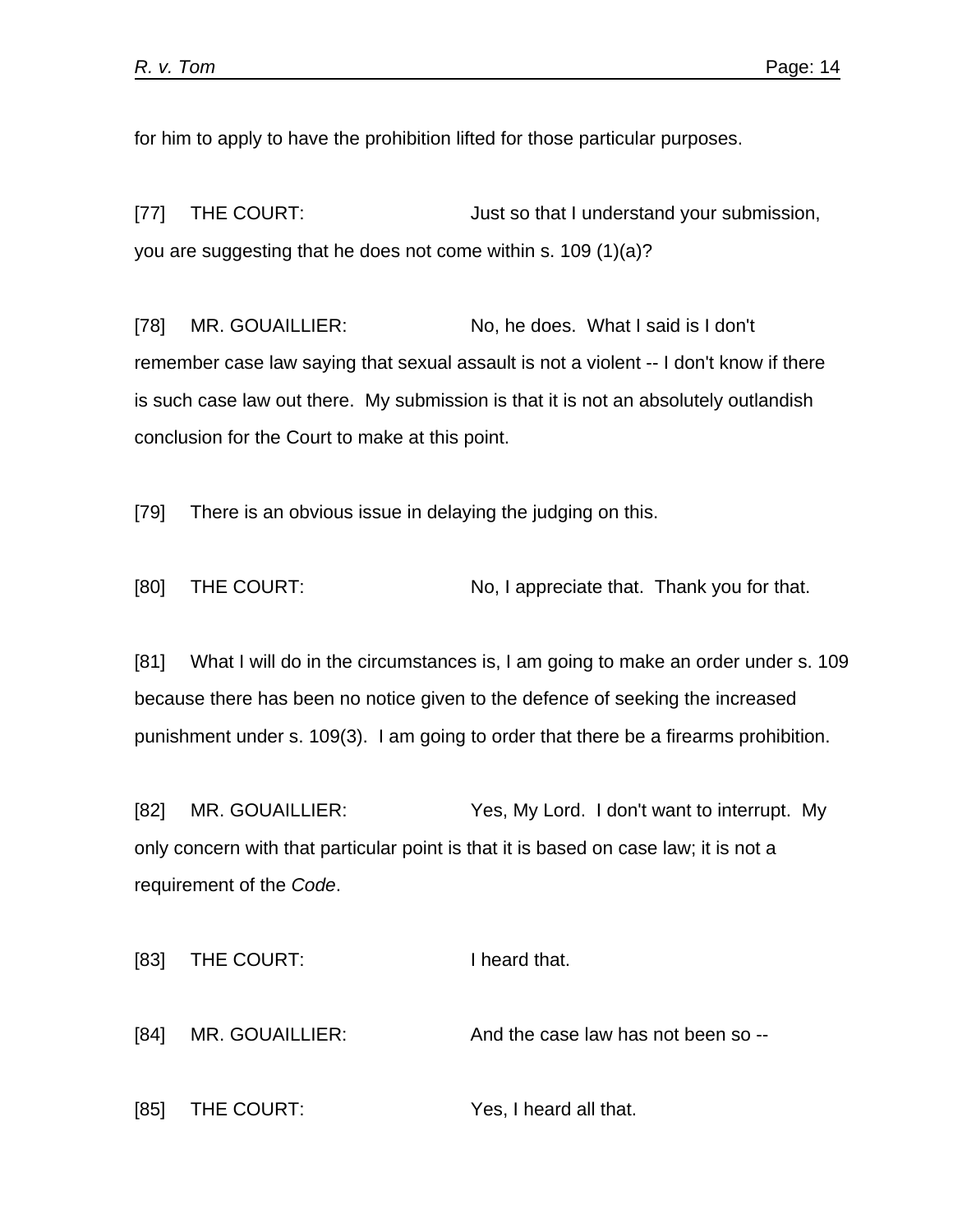for him to apply to have the prohibition lifted for those particular purposes.

[77] THE COURT: Just so that I understand your submission, you are suggesting that he does not come within s. 109 (1)(a)?

[78] MR. GOUAILLIER: No, he does. What I said is I don't remember case law saying that sexual assault is not a violent -- I don't know if there is such case law out there. My submission is that it is not an absolutely outlandish conclusion for the Court to make at this point.

[79] There is an obvious issue in delaying the judging on this.

[80] THE COURT: No, I appreciate that. Thank you for that.

[81] What I will do in the circumstances is, I am going to make an order under s. 109 because there has been no notice given to the defence of seeking the increased punishment under s. 109(3). I am going to order that there be a firearms prohibition.

[82] MR. GOUAILLIER: Yes, My Lord. I don't want to interrupt. My only concern with that particular point is that it is based on case law; it is not a requirement of the *Code*.

[83] THE COURT: I heard that.

[84] MR. GOUAILLIER: And the case law has not been so --

[85] THE COURT: Yes, I heard all that.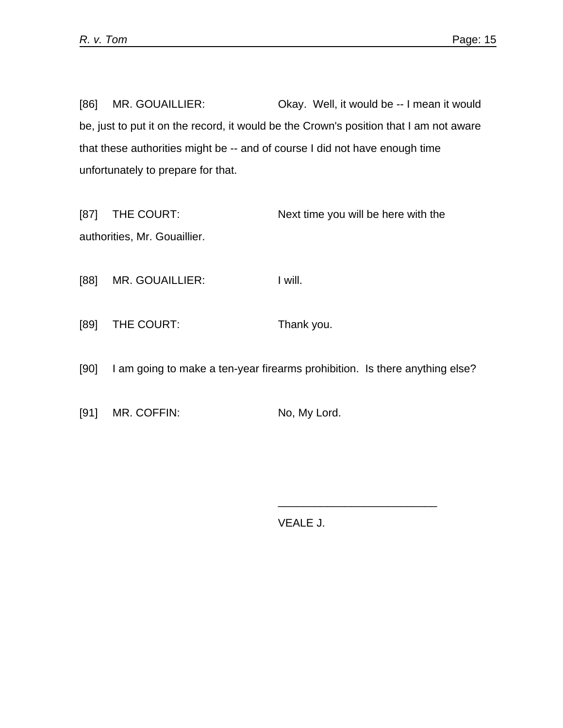[86] MR. GOUAILLIER: Okay. Well, it would be -- I mean it would be, just to put it on the record, it would be the Crown's position that I am not aware that these authorities might be -- and of course I did not have enough time unfortunately to prepare for that.

[87] THE COURT: Next time you will be here with the authorities, Mr. Gouaillier.

[88] MR. GOUAILLIER: I will.

[89] THE COURT: Thank you.

[90] I am going to make a ten-year firearms prohibition. Is there anything else?

[91] MR. COFFIN: No, My Lord.

\_\_\_\_\_\_\_\_\_\_\_\_\_\_\_\_\_\_\_\_\_\_\_\_\_\_

VEALE J.